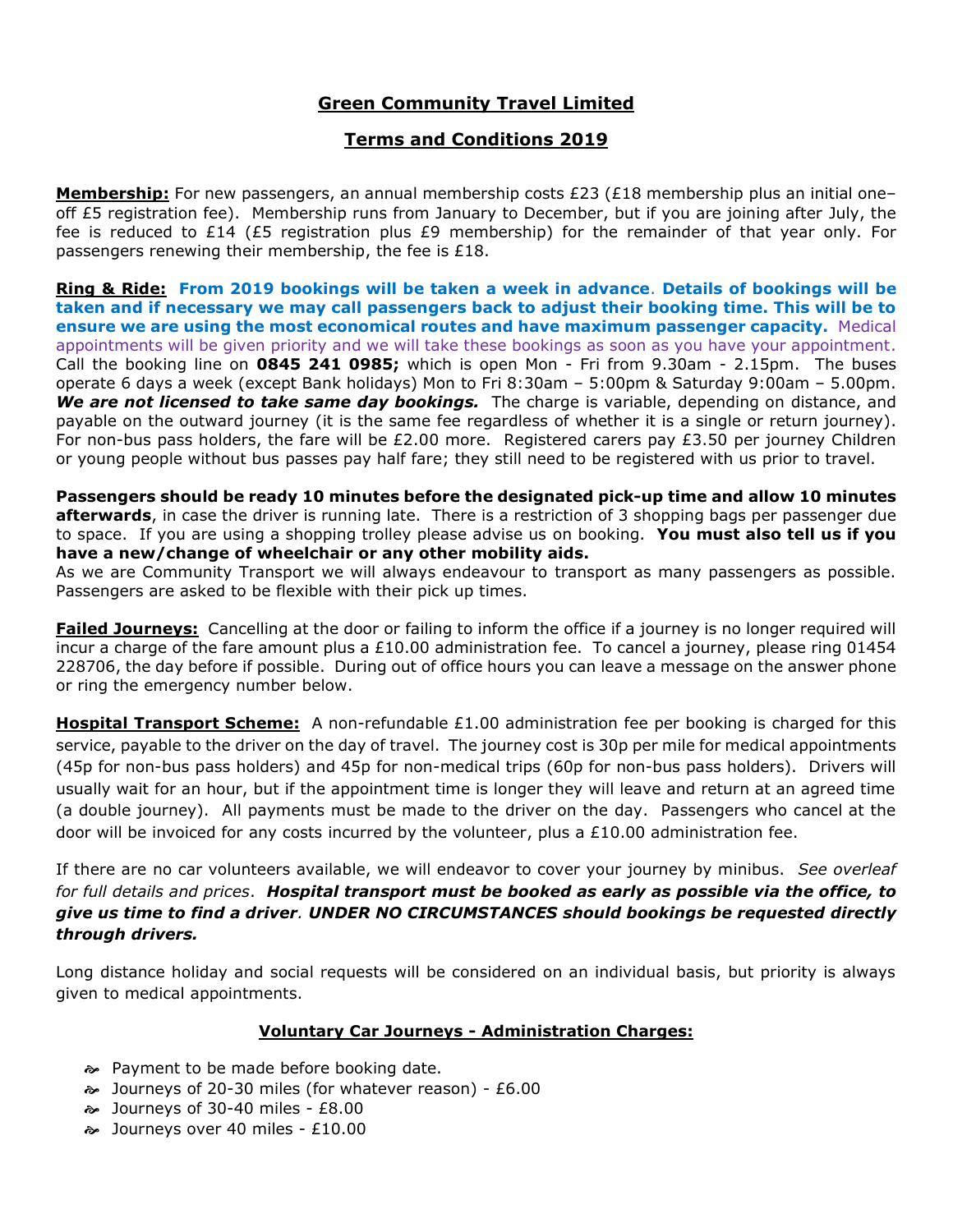# Green Community Travel Limited

## Terms and Conditions 2019

**Membership:** For new passengers, an annual membership costs £23 (£18 membership plus an initial one–off £5 registration fee). Membership runs from January to December, but if you are joining after July, the fee is reduced to £14 (£5 registration plus £9 membership) for the remainder of that year only. For passengers renewing their membership, the fee is £18.

**Ring & Ride:** **From 2019 bookings will be taken a week in advance. Details of bookings will be taken and if necessary we may call passengers back to adjust their booking time. This will be to ensure we are using the most economical routes and have maximum passenger capacity.** Medical appointments will be given priority and we will take these bookings as soon as you have your appointment. Call the booking line on **0845 241 0985;** which is open Mon - Fri from 9.30am - 2.15pm. The buses operate 6 days a week (except Bank holidays) Mon to Fri 8:30am – 5:00pm & Saturday 9:00am – 5.00pm. ***We are not licensed to take same day bookings.*** The charge is variable, depending on distance, and payable on the outward journey (it is the same fee regardless of whether it is a single or return journey). For non-bus pass holders, the fare will be £2.00 more. Registered carers pay £3.50 per journey Children or young people without bus passes pay half fare; they still need to be registered with us prior to travel.

**Passengers should be ready 10 minutes before the designated pick-up time and allow 10 minutes afterwards**, in case the driver is running late. There is a restriction of 3 shopping bags per passenger due to space. If you are using a shopping trolley please advise us on booking. **You must also tell us if you have a new/change of wheelchair or any other mobility aids.**
As we are Community Transport we will always endeavour to transport as many passengers as possible. Passengers are asked to be flexible with their pick up times.

**Failed Journeys:** Cancelling at the door or failing to inform the office if a journey is no longer required will incur a charge of the fare amount plus a £10.00 administration fee. To cancel a journey, please ring 01454 228706, the day before if possible. During out of office hours you can leave a message on the answer phone or ring the emergency number below.

**Hospital Transport Scheme:** A non-refundable £1.00 administration fee per booking is charged for this service, payable to the driver on the day of travel. The journey cost is 30p per mile for medical appointments (45p for non-bus pass holders) and 45p for non-medical trips (60p for non-bus pass holders). Drivers will usually wait for an hour, but if the appointment time is longer they will leave and return at an agreed time (a double journey). All payments must be made to the driver on the day. Passengers who cancel at the door will be invoiced for any costs incurred by the volunteer, plus a £10.00 administration fee.

If there are no car volunteers available, we will endeavor to cover your journey by minibus. *See overleaf for full details and prices*. ***Hospital transport must be booked as early as possible via the office, to give us time to find a driver. UNDER NO CIRCUMSTANCES should bookings be requested directly through drivers.***

Long distance holiday and social requests will be considered on an individual basis, but priority is always given to medical appointments.

### Voluntary Car Journeys - Administration Charges:

- Payment to be made before booking date.
- Journeys of 20-30 miles (for whatever reason) - £6.00
- Journeys of 30-40 miles - £8.00
- Journeys over 40 miles - £10.00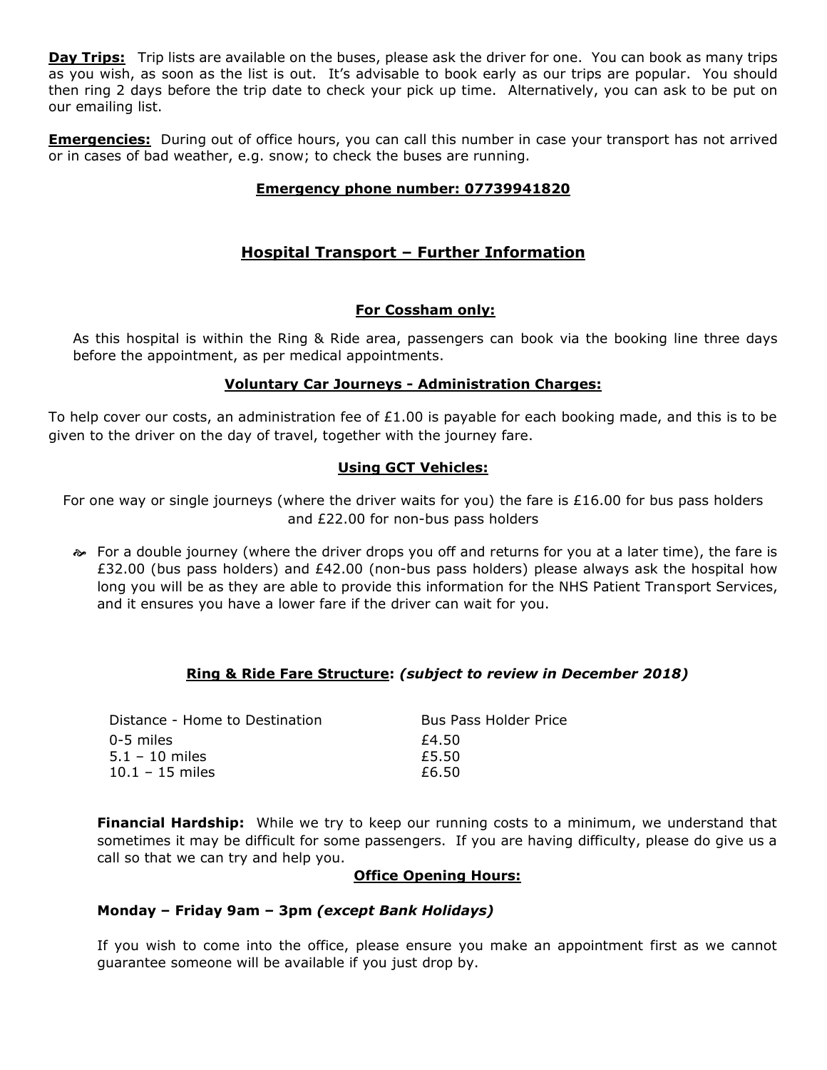**Day Trips:** Trip lists are available on the buses, please ask the driver for one. You can book as many trips as you wish, as soon as the list is out. It's advisable to book early as our trips are popular. You should then ring 2 days before the trip date to check your pick up time. Alternatively, you can ask to be put on our emailing list.

**Emergencies:** During out of office hours, you can call this number in case your transport has not arrived or in cases of bad weather, e.g. snow; to check the buses are running.

**Emergency phone number: 07739941820**

## Hospital Transport – Further Information

**For Cossham only:**

As this hospital is within the Ring & Ride area, passengers can book via the booking line three days before the appointment, as per medical appointments.

**Voluntary Car Journeys - Administration Charges:**

To help cover our costs, an administration fee of £1.00 is payable for each booking made, and this is to be given to the driver on the day of travel, together with the journey fare.

**Using GCT Vehicles:**

For one way or single journeys (where the driver waits for you) the fare is £16.00 for bus pass holders and £22.00 for non-bus pass holders

- For a double journey (where the driver drops you off and returns for you at a later time), the fare is £32.00 (bus pass holders) and £42.00 (non-bus pass holders) please always ask the hospital how long you will be as they are able to provide this information for the NHS Patient Transport Services, and it ensures you have a lower fare if the driver can wait for you.

**Ring & Ride Fare Structure:** ***(subject to review in December 2018)***

| Distance - Home to Destination | Bus Pass Holder Price |
|---|---|
| 0-5 miles | £4.50 |
| 5.1 – 10 miles | £5.50 |
| 10.1 – 15 miles | £6.50 |

**Financial Hardship:** While we try to keep our running costs to a minimum, we understand that sometimes it may be difficult for some passengers. If you are having difficulty, please do give us a call so that we can try and help you.

**Office Opening Hours:**

**Monday – Friday 9am – 3pm** ***(except Bank Holidays)***

If you wish to come into the office, please ensure you make an appointment first as we cannot guarantee someone will be available if you just drop by.